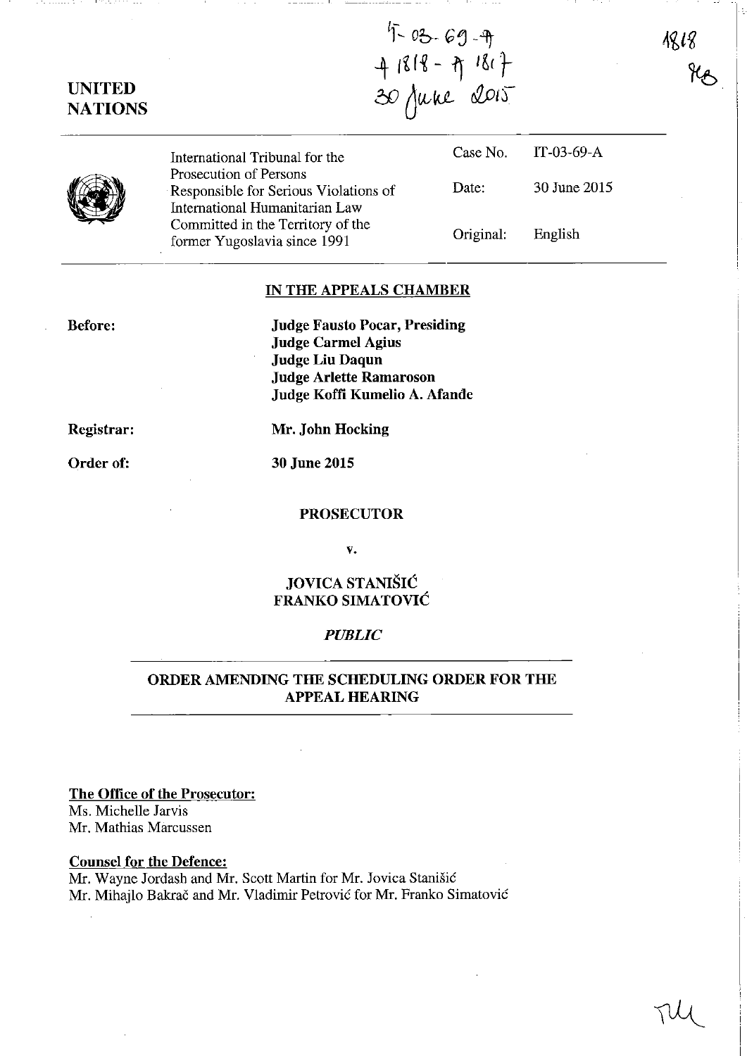IT-03-69-A
A 1818 - A 1817
30 June 2015

1818
MB

# UNITED NATIONS

| International Tribunal for the Prosecution of Persons Responsible for Serious Violations of International Humanitarian Law Committed in the Territory of the former Yugoslavia since 1991 | Case No. | IT-03-69-A |
|---|---|---|
| | Date: | 30 June 2015 |
| | Original: | English |

## IN THE APPEALS CHAMBER

**Before:**

**Judge Fausto Pocar, Presiding**
**Judge Carmel Agius**
**Judge Liu Daqun**
**Judge Arlette Ramaroson**
**Judge Koffi Kumelio A. Afande**

**Registrar:** **Mr. John Hocking**

**Order of:** **30 June 2015**

**PROSECUTOR**

**v.**

**JOVICA STANIŠIĆ**
**FRANKO SIMATOVIĆ**

*PUBLIC*

## ORDER AMENDING THE SCHEDULING ORDER FOR THE APPEAL HEARING

**The Office of the Prosecutor:**
Ms. Michelle Jarvis
Mr. Mathias Marcussen

**Counsel for the Defence:**
Mr. Wayne Jordash and Mr. Scott Martin for Mr. Jovica Stanišić
Mr. Mihajlo Bakrač and Mr. Vladimir Petrović for Mr. Franko Simatović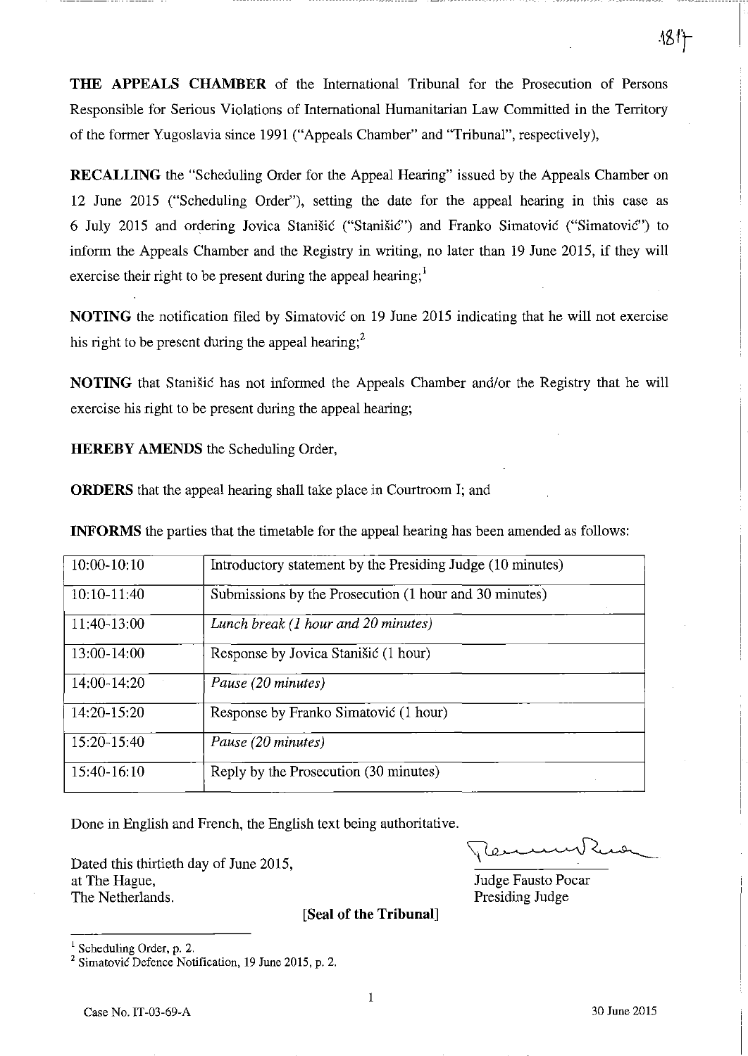**THE APPEALS CHAMBER** of the International Tribunal for the Prosecution of Persons Responsible for Serious Violations of International Humanitarian Law Committed in the Territory of the former Yugoslavia since 1991 ("Appeals Chamber" and "Tribunal", respectively),

**RECALLING** the "Scheduling Order for the Appeal Hearing" issued by the Appeals Chamber on 12 June 2015 ("Scheduling Order"), setting the date for the appeal hearing in this case as 6 July 2015 and ordering Jovica Stanišić ("Stanišić") and Franko Simatović ("Simatović") to inform the Appeals Chamber and the Registry in writing, no later than 19 June 2015, if they will exercise their right to be present during the appeal hearing;[1]

**NOTING** the notification filed by Simatović on 19 June 2015 indicating that he will not exercise his right to be present during the appeal hearing;[2]

**NOTING** that Stanišić has not informed the Appeals Chamber and/or the Registry that he will exercise his right to be present during the appeal hearing;

**HEREBY AMENDS** the Scheduling Order,

**ORDERS** that the appeal hearing shall take place in Courtroom I; and

**INFORMS** the parties that the timetable for the appeal hearing has been amended as follows:

| | |
|---|---|
| 10:00-10:10 | Introductory statement by the Presiding Judge (10 minutes) |
| 10:10-11:40 | Submissions by the Prosecution (1 hour and 30 minutes) |
| 11:40-13:00 | *Lunch break (1 hour and 20 minutes)* |
| 13:00-14:00 | Response by Jovica Stanišić (1 hour) |
| 14:00-14:20 | *Pause (20 minutes)* |
| 14:20-15:20 | Response by Franko Simatović (1 hour) |
| 15:20-15:40 | *Pause (20 minutes)* |
| 15:40-16:10 | Reply by the Prosecution (30 minutes) |

Done in English and French, the English text being authoritative.

Dated this thirtieth day of June 2015,
at The Hague,
The Netherlands.

Judge Fausto Pocar
Presiding Judge

**[Seal of the Tribunal]**

---

[1] Scheduling Order, p. 2.

[2] Simatović Defence Notification, 19 June 2015, p. 2.